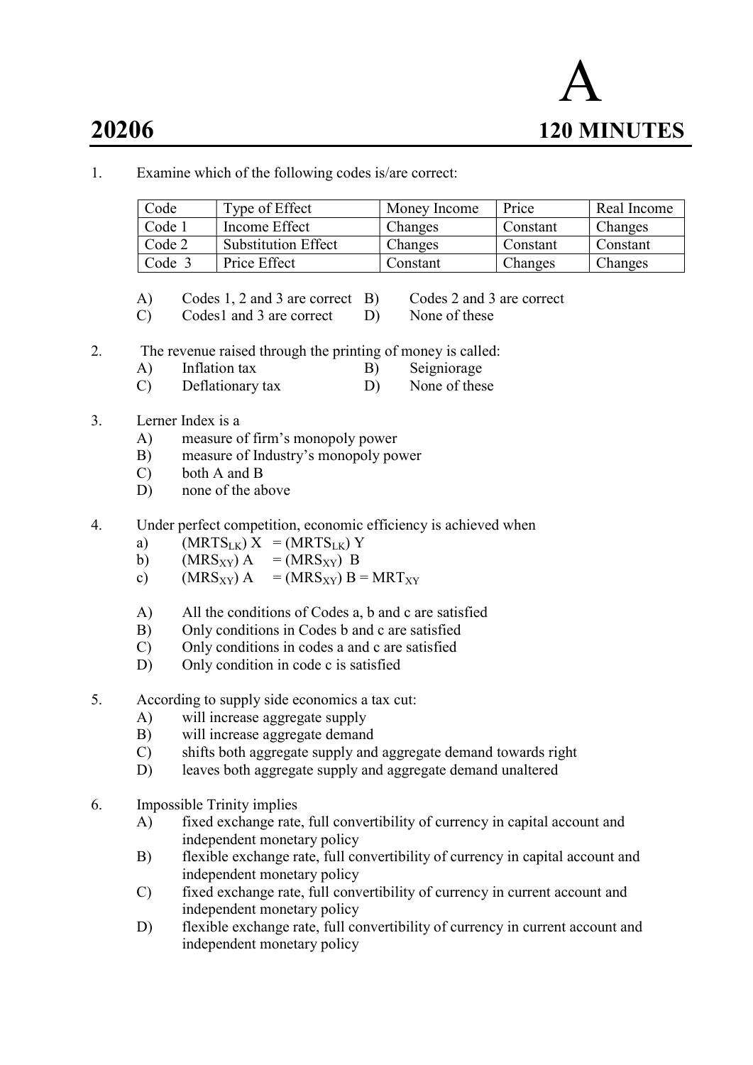# 20206

# A

# 120 MINUTES

1. Examine which of the following codes is/are correct:

| Code | Type of Effect | Money Income | Price | Real Income |
|---|---|---|---|---|
| Code 1 | Income Effect | Changes | Constant | Changes |
| Code 2 | Substitution Effect | Changes | Constant | Constant |
| Code 3 | Price Effect | Constant | Changes | Changes |

   A) Codes 1, 2 and 3 are correct
   B) Codes 2 and 3 are correct
   C) Codes1 and 3 are correct
   D) None of these

2. The revenue raised through the printing of money is called:
   A) Inflation tax
   B) Seigniorage
   C) Deflationary tax
   D) None of these

3. Lerner Index is a
   A) measure of firm's monopoly power
   B) measure of Industry's monopoly power
   C) both A and B
   D) none of the above

4. Under perfect competition, economic efficiency is achieved when
   a) $(MRTS_{LK})\ X = (MRTS_{LK})\ Y$
   b) $(MRS_{XY})\ A = (MRS_{XY})\ B$
   c) $(MRS_{XY})\ A = (MRS_{XY})\ B = MRT_{XY}$

   A) All the conditions of Codes a, b and c are satisfied
   B) Only conditions in Codes b and c are satisfied
   C) Only conditions in codes a and c are satisfied
   D) Only condition in code c is satisfied

5. According to supply side economics a tax cut:
   A) will increase aggregate supply
   B) will increase aggregate demand
   C) shifts both aggregate supply and aggregate demand towards right
   D) leaves both aggregate supply and aggregate demand unaltered

6. Impossible Trinity implies
   A) fixed exchange rate, full convertibility of currency in capital account and independent monetary policy
   B) flexible exchange rate, full convertibility of currency in capital account and independent monetary policy
   C) fixed exchange rate, full convertibility of currency in current account and independent monetary policy
   D) flexible exchange rate, full convertibility of currency in current account and independent monetary policy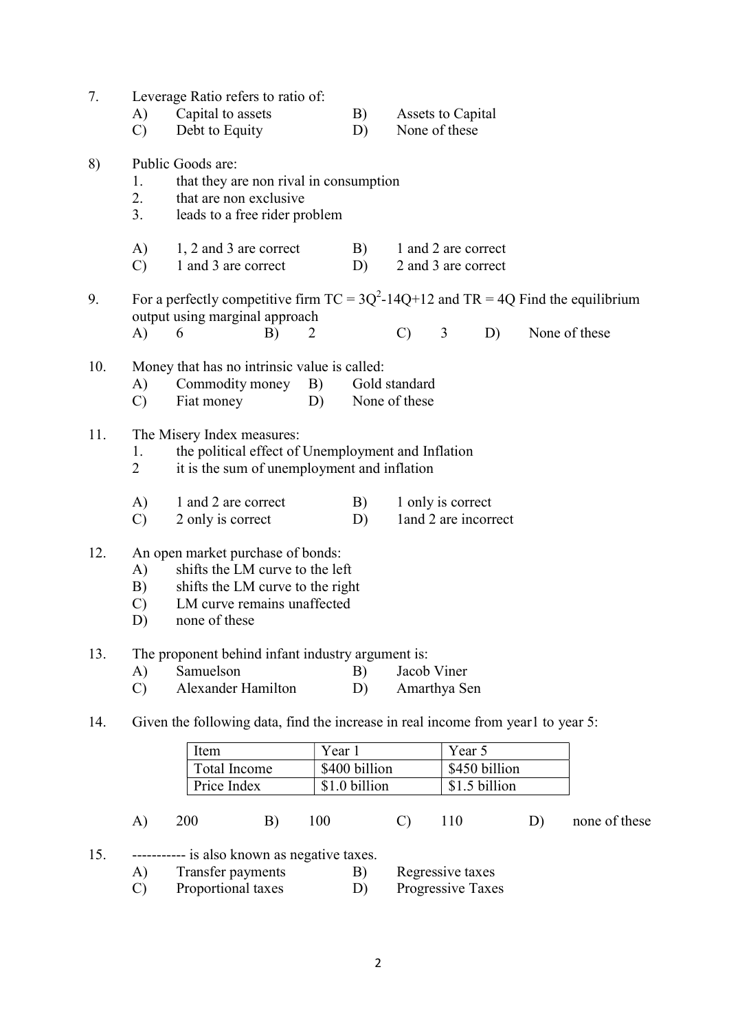7. Leverage Ratio refers to ratio of:
   - A) Capital to assets
   - B) Assets to Capital
   - C) Debt to Equity
   - D) None of these

8) Public Goods are:
   1. that they are non rival in consumption
   2. that are non exclusive
   3. leads to a free rider problem

   - A) 1, 2 and 3 are correct
   - B) 1 and 2 are correct
   - C) 1 and 3 are correct
   - D) 2 and 3 are correct

9. For a perfectly competitive firm $TC = 3Q^2 - 14Q + 12$ and $TR = 4Q$ Find the equilibrium output using marginal approach
   - A) 6
   - B) 2
   - C) 3
   - D) None of these

10. Money that has no intrinsic value is called:
    - A) Commodity money
    - B) Gold standard
    - C) Fiat money
    - D) None of these

11. The Misery Index measures:
    1. the political effect of Unemployment and Inflation
    2. it is the sum of unemployment and inflation

    - A) 1 and 2 are correct
    - B) 1 only is correct
    - C) 2 only is correct
    - D) 1and 2 are incorrect

12. An open market purchase of bonds:
    - A) shifts the LM curve to the left
    - B) shifts the LM curve to the right
    - C) LM curve remains unaffected
    - D) none of these

13. The proponent behind infant industry argument is:
    - A) Samuelson
    - B) Jacob Viner
    - C) Alexander Hamilton
    - D) Amarthya Sen

14. Given the following data, find the increase in real income from year1 to year 5:

| Item | Year 1 | Year 5 |
|---|---|---|
| Total Income | $400 billion | $450 billion |
| Price Index | $1.0 billion | $1.5 billion |

    - A) 200
    - B) 100
    - C) 110
    - D) none of these

15. ----------- is also known as negative taxes.
    - A) Transfer payments
    - B) Regressive taxes
    - C) Proportional taxes
    - D) Progressive Taxes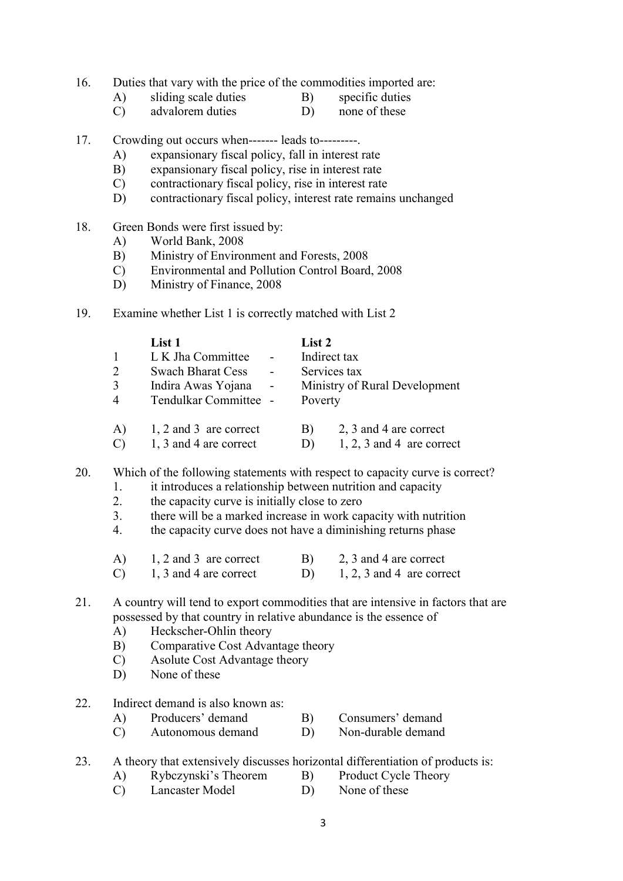16. Duties that vary with the price of the commodities imported are:

| | | | |
|---|---|---|---|
| A) | sliding scale duties | B) | specific duties |
| C) | advalorem duties | D) | none of these |

17. Crowding out occurs when------- leads to---------.
    - A) expansionary fiscal policy, fall in interest rate
    - B) expansionary fiscal policy, rise in interest rate
    - C) contractionary fiscal policy, rise in interest rate
    - D) contractionary fiscal policy, interest rate remains unchanged

18. Green Bonds were first issued by:
    - A) World Bank, 2008
    - B) Ministry of Environment and Forests, 2008
    - C) Environmental and Pollution Control Board, 2008
    - D) Ministry of Finance, 2008

19. Examine whether List 1 is correctly matched with List 2

| | List 1 | | List 2 |
|---|---|---|---|
| 1 | L K Jha Committee | - | Indirect tax |
| 2 | Swach Bharat Cess | - | Services tax |
| 3 | Indira Awas Yojana | - | Ministry of Rural Development |
| 4 | Tendulkar Committee | - | Poverty |

| | | | |
|---|---|---|---|
| A) | 1, 2 and 3 are correct | B) | 2, 3 and 4 are correct |
| C) | 1, 3 and 4 are correct | D) | 1, 2, 3 and 4 are correct |

20. Which of the following statements with respect to capacity curve is correct?
    1. it introduces a relationship between nutrition and capacity
    2. the capacity curve is initially close to zero
    3. there will be a marked increase in work capacity with nutrition
    4. the capacity curve does not have a diminishing returns phase

| | | | |
|---|---|---|---|
| A) | 1, 2 and 3 are correct | B) | 2, 3 and 4 are correct |
| C) | 1, 3 and 4 are correct | D) | 1, 2, 3 and 4 are correct |

21. A country will tend to export commodities that are intensive in factors that are possessed by that country in relative abundance is the essence of
    - A) Heckscher-Ohlin theory
    - B) Comparative Cost Advantage theory
    - C) Asolute Cost Advantage theory
    - D) None of these

22. Indirect demand is also known as:

| | | | |
|---|---|---|---|
| A) | Producers' demand | B) | Consumers' demand |
| C) | Autonomous demand | D) | Non-durable demand |

23. A theory that extensively discusses horizontal differentiation of products is:

| | | | |
|---|---|---|---|
| A) | Rybczynski's Theorem | B) | Product Cycle Theory |
| C) | Lancaster Model | D) | None of these |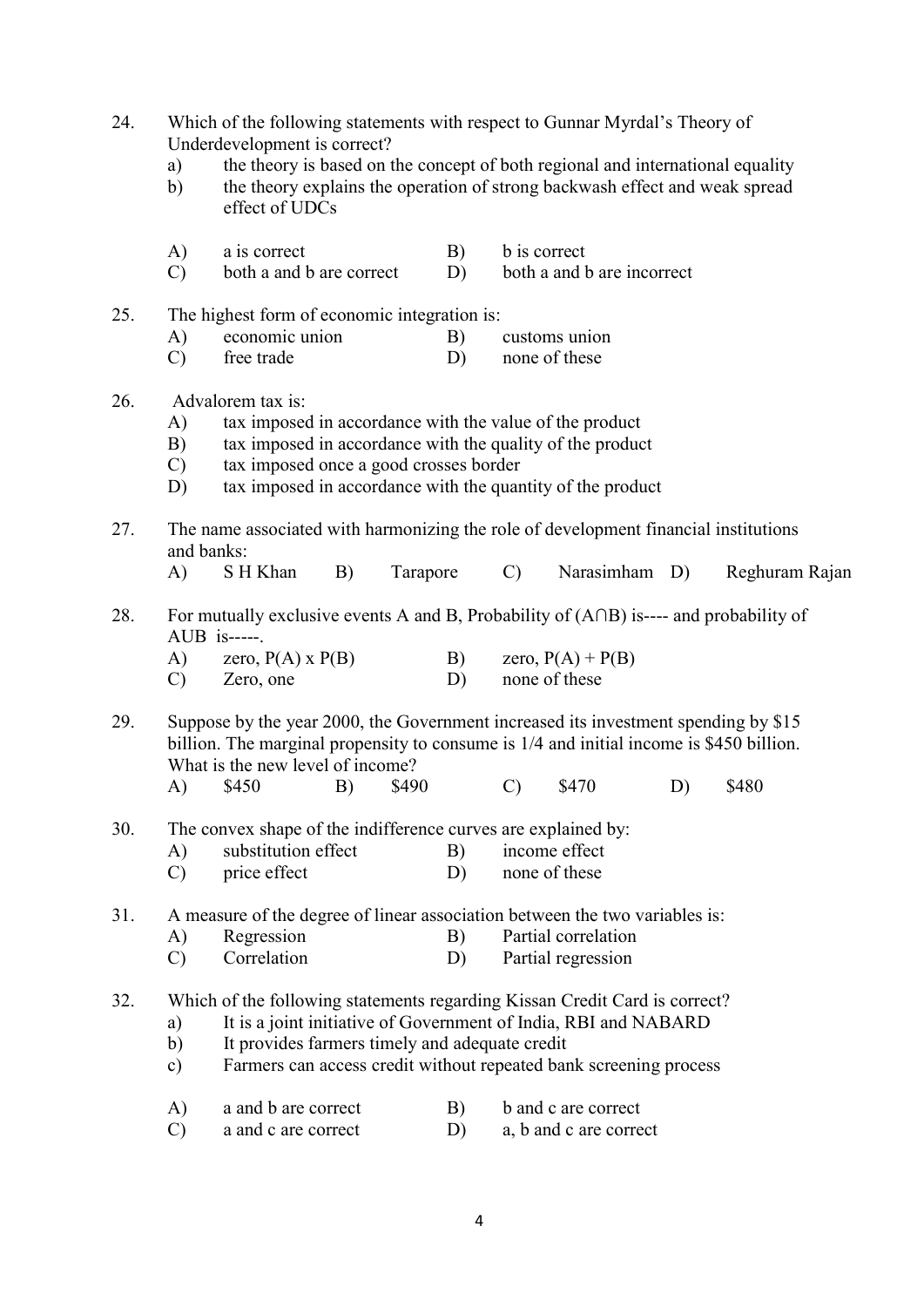24. Which of the following statements with respect to Gunnar Myrdal's Theory of Underdevelopment is correct?
    a) the theory is based on the concept of both regional and international equality
    b) the theory explains the operation of strong backwash effect and weak spread effect of UDCs

    A) a is correct B) b is correct
    C) both a and b are correct D) both a and b are incorrect

25. The highest form of economic integration is:
    A) economic union B) customs union
    C) free trade D) none of these

26. Advalorem tax is:
    A) tax imposed in accordance with the value of the product
    B) tax imposed in accordance with the quality of the product
    C) tax imposed once a good crosses border
    D) tax imposed in accordance with the quantity of the product

27. The name associated with harmonizing the role of development financial institutions and banks:
    A) S H Khan B) Tarapore C) Narasimham D) Reghuram Rajan

28. For mutually exclusive events A and B, Probability of $(A \cap B)$ is---- and probability of AUB is-----.
    A) zero, $P(A) \times P(B)$ B) zero, $P(A) + P(B)$
    C) Zero, one D) none of these

29. Suppose by the year 2000, the Government increased its investment spending by \$15 billion. The marginal propensity to consume is 1/4 and initial income is \$450 billion. What is the new level of income?
    A) \$450 B) \$490 C) \$470 D) \$480

30. The convex shape of the indifference curves are explained by:
    A) substitution effect B) income effect
    C) price effect D) none of these

31. A measure of the degree of linear association between the two variables is:
    A) Regression B) Partial correlation
    C) Correlation D) Partial regression

32. Which of the following statements regarding Kissan Credit Card is correct?
    a) It is a joint initiative of Government of India, RBI and NABARD
    b) It provides farmers timely and adequate credit
    c) Farmers can access credit without repeated bank screening process

    A) a and b are correct B) b and c are correct
    C) a and c are correct D) a, b and c are correct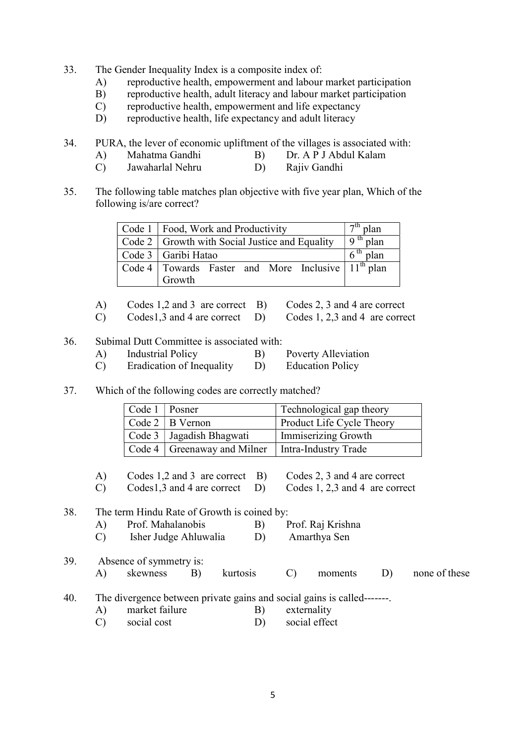33. The Gender Inequality Index is a composite index of:
    A) reproductive health, empowerment and labour market participation
    B) reproductive health, adult literacy and labour market participation
    C) reproductive health, empowerment and life expectancy
    D) reproductive health, life expectancy and adult literacy

34. PURA, the lever of economic upliftment of the villages is associated with:
    A) Mahatma Gandhi B) Dr. A P J Abdul Kalam
    C) Jawaharlal Nehru D) Rajiv Gandhi

35. The following table matches plan objective with five year plan, Which of the following is/are correct?

| Code 1 | Food, Work and Productivity | 7th plan |
|---|---|---|
| Code 2 | Growth with Social Justice and Equality | 9 th plan |
| Code 3 | Garibi Hatao | 6 th plan |
| Code 4 | Towards Faster and More Inclusive Growth | 11th plan |

    A) Codes 1,2 and 3 are correct B) Codes 2, 3 and 4 are correct
    C) Codes1,3 and 4 are correct D) Codes 1, 2,3 and 4 are correct

36. Subimal Dutt Committee is associated with:
    A) Industrial Policy B) Poverty Alleviation
    C) Eradication of Inequality D) Education Policy

37. Which of the following codes are correctly matched?

| Code 1 | Posner | Technological gap theory |
|---|---|---|
| Code 2 | B Vernon | Product Life Cycle Theory |
| Code 3 | Jagadish Bhagwati | Immiserizing Growth |
| Code 4 | Greenaway and Milner | Intra-Industry Trade |

    A) Codes 1,2 and 3 are correct B) Codes 2, 3 and 4 are correct
    C) Codes1,3 and 4 are correct D) Codes 1, 2,3 and 4 are correct

38. The term Hindu Rate of Growth is coined by:
    A) Prof. Mahalanobis B) Prof. Raj Krishna
    C) Isher Judge Ahluwalia D) Amarthya Sen

39. Absence of symmetry is:
    A) skewness B) kurtosis C) moments D) none of these

40. The divergence between private gains and social gains is called-------.
    A) market failure B) externality
    C) social cost D) social effect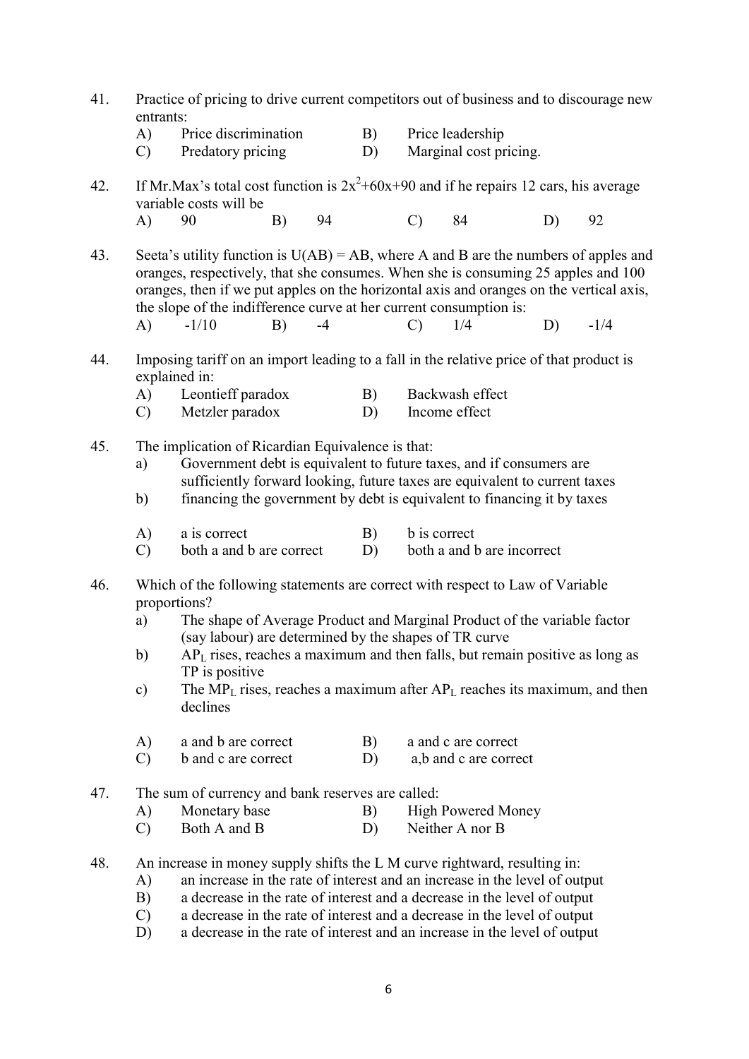41. Practice of pricing to drive current competitors out of business and to discourage new entrants:

    A) Price discrimination  B) Price leadership
    C) Predatory pricing  D) Marginal cost pricing.

42. If Mr.Max's total cost function is $2x^2+60x+90$ and if he repairs 12 cars, his average variable costs will be

    A) 90  B) 94  C) 84  D) 92

43. Seeta's utility function is U(AB) = AB, where A and B are the numbers of apples and oranges, respectively, that she consumes. When she is consuming 25 apples and 100 oranges, then if we put apples on the horizontal axis and oranges on the vertical axis, the slope of the indifference curve at her current consumption is:

    A) -1/10  B) -4  C) 1/4  D) -1/4

44. Imposing tariff on an import leading to a fall in the relative price of that product is explained in:

    A) Leontieff paradox  B) Backwash effect
    C) Metzler paradox  D) Income effect

45. The implication of Ricardian Equivalence is that:

    a) Government debt is equivalent to future taxes, and if consumers are sufficiently forward looking, future taxes are equivalent to current taxes
    b) financing the government by debt is equivalent to financing it by taxes

    A) a is correct  B) b is correct
    C) both a and b are correct  D) both a and b are incorrect

46. Which of the following statements are correct with respect to Law of Variable proportions?

    a) The shape of Average Product and Marginal Product of the variable factor (say labour) are determined by the shapes of TR curve
    b) $AP_L$ rises, reaches a maximum and then falls, but remain positive as long as TP is positive
    c) The $MP_L$ rises, reaches a maximum after $AP_L$ reaches its maximum, and then declines

    A) a and b are correct  B) a and c are correct
    C) b and c are correct  D) a,b and c are correct

47. The sum of currency and bank reserves are called:

    A) Monetary base  B) High Powered Money
    C) Both A and B  D) Neither A nor B

48. An increase in money supply shifts the L M curve rightward, resulting in:

    A) an increase in the rate of interest and an increase in the level of output
    B) a decrease in the rate of interest and a decrease in the level of output
    C) a decrease in the rate of interest and a decrease in the level of output
    D) a decrease in the rate of interest and an increase in the level of output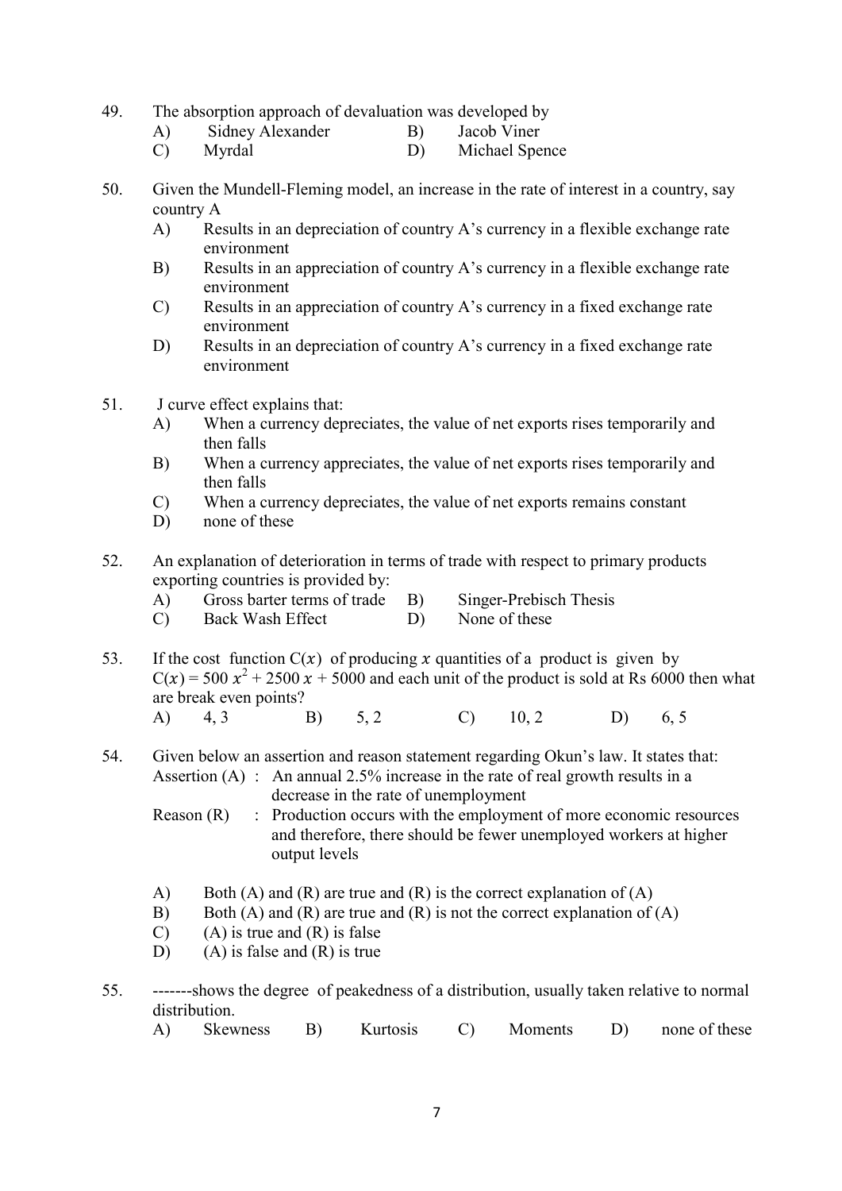49. The absorption approach of devaluation was developed by
    - A) Sidney Alexander
    - B) Jacob Viner
    - C) Myrdal
    - D) Michael Spence

50. Given the Mundell-Fleming model, an increase in the rate of interest in a country, say country A
    - A) Results in an depreciation of country A's currency in a flexible exchange rate environment
    - B) Results in an appreciation of country A's currency in a flexible exchange rate environment
    - C) Results in an appreciation of country A's currency in a fixed exchange rate environment
    - D) Results in an depreciation of country A's currency in a fixed exchange rate environment

51. J curve effect explains that:
    - A) When a currency depreciates, the value of net exports rises temporarily and then falls
    - B) When a currency appreciates, the value of net exports rises temporarily and then falls
    - C) When a currency depreciates, the value of net exports remains constant
    - D) none of these

52. An explanation of deterioration in terms of trade with respect to primary products exporting countries is provided by:
    - A) Gross barter terms of trade
    - B) Singer-Prebisch Thesis
    - C) Back Wash Effect
    - D) None of these

53. If the cost function $C(x)$ of producing $x$ quantities of a product is given by $C(x) = 500\,x^2 + 2500\,x + 5000$ and each unit of the product is sold at Rs 6000 then what are break even points?
    - A) 4, 3
    - B) 5, 2
    - C) 10, 2
    - D) 6, 5

54. Given below an assertion and reason statement regarding Okun's law. It states that:

    Assertion (A) : An annual 2.5% increase in the rate of real growth results in a decrease in the rate of unemployment

    Reason (R) : Production occurs with the employment of more economic resources and therefore, there should be fewer unemployed workers at higher output levels

    - A) Both (A) and (R) are true and (R) is the correct explanation of (A)
    - B) Both (A) and (R) are true and (R) is not the correct explanation of (A)
    - C) (A) is true and (R) is false
    - D) (A) is false and (R) is true

55. -------shows the degree of peakedness of a distribution, usually taken relative to normal distribution.
    - A) Skewness
    - B) Kurtosis
    - C) Moments
    - D) none of these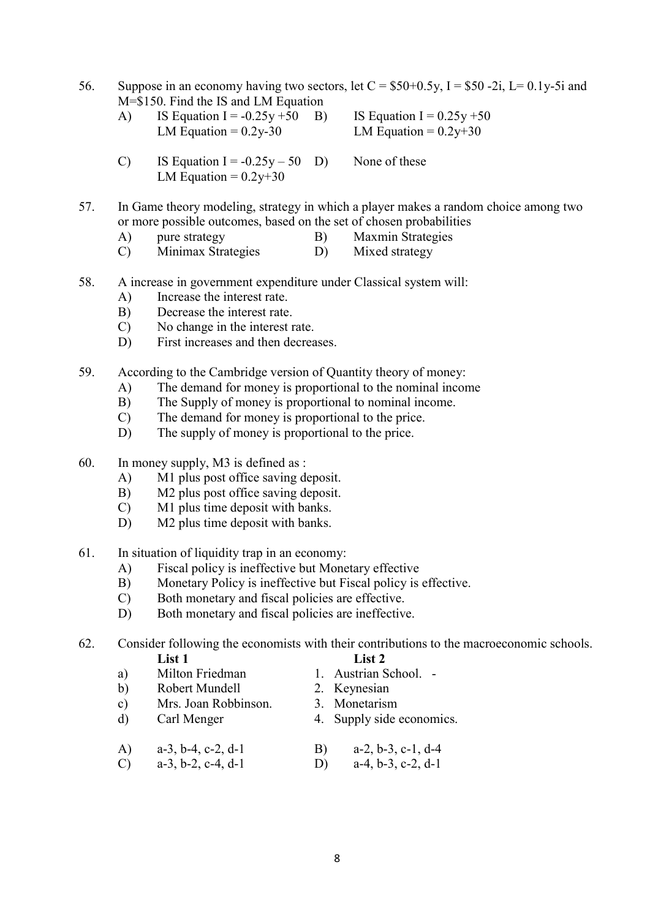56. Suppose in an economy having two sectors, let $C = \$50+0.5y$, $I = \$50 -2i$, $L= 0.1y-5i$ and $M=\$150$. Find the IS and LM Equation

    A) IS Equation $I = -0.25y +50$
       LM Equation $= 0.2y-30$

    B) IS Equation $I = 0.25y +50$
       LM Equation $= 0.2y+30$

    C) IS Equation $I = -0.25y – 50$
       LM Equation $= 0.2y+30$

    D) None of these

57. In Game theory modeling, strategy in which a player makes a random choice among two or more possible outcomes, based on the set of chosen probabilities

    A) pure strategy
    B) Maxmin Strategies
    C) Minimax Strategies
    D) Mixed strategy

58. A increase in government expenditure under Classical system will:

    A) Increase the interest rate.
    B) Decrease the interest rate.
    C) No change in the interest rate.
    D) First increases and then decreases.

59. According to the Cambridge version of Quantity theory of money:

    A) The demand for money is proportional to the nominal income
    B) The Supply of money is proportional to nominal income.
    C) The demand for money is proportional to the price.
    D) The supply of money is proportional to the price.

60. In money supply, M3 is defined as :

    A) M1 plus post office saving deposit.
    B) M2 plus post office saving deposit.
    C) M1 plus time deposit with banks.
    D) M2 plus time deposit with banks.

61. In situation of liquidity trap in an economy:

    A) Fiscal policy is ineffective but Monetary effective
    B) Monetary Policy is ineffective but Fiscal policy is effective.
    C) Both monetary and fiscal policies are effective.
    D) Both monetary and fiscal policies are ineffective.

62. Consider following the economists with their contributions to the macroeconomic schools.

| | **List 1** | | **List 2** |
|---|---|---|---|
| a) | Milton Friedman | 1. | Austrian School. - |
| b) | Robert Mundell | 2. | Keynesian |
| c) | Mrs. Joan Robbinson. | 3. | Monetarism |
| d) | Carl Menger | 4. | Supply side economics. |

    A) a-3, b-4, c-2, d-1
    B) a-2, b-3, c-1, d-4
    C) a-3, b-2, c-4, d-1
    D) a-4, b-3, c-2, d-1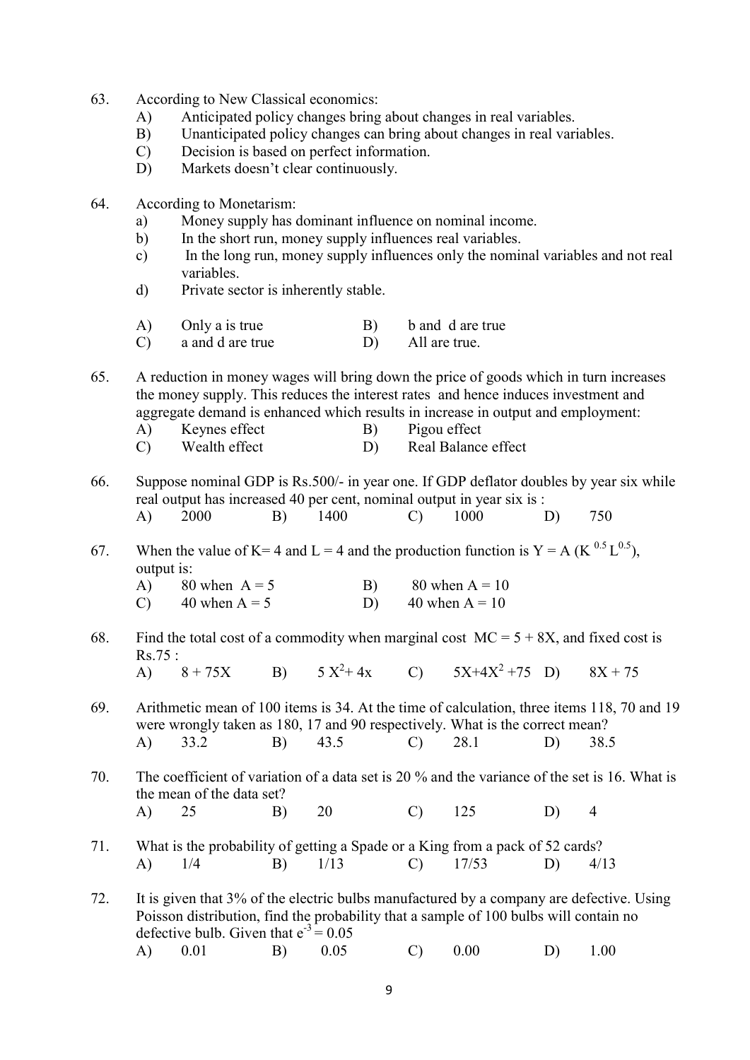63. According to New Classical economics:
    A) Anticipated policy changes bring about changes in real variables.
    B) Unanticipated policy changes can bring about changes in real variables.
    C) Decision is based on perfect information.
    D) Markets doesn't clear continuously.

64. According to Monetarism:
    a) Money supply has dominant influence on nominal income.
    b) In the short run, money supply influences real variables.
    c) In the long run, money supply influences only the nominal variables and not real variables.
    d) Private sector is inherently stable.

    A) Only a is true  B) b and d are true
    C) a and d are true  D) All are true.

65. A reduction in money wages will bring down the price of goods which in turn increases the money supply. This reduces the interest rates and hence induces investment and aggregate demand is enhanced which results in increase in output and employment:
    A) Keynes effect  B) Pigou effect
    C) Wealth effect  D) Real Balance effect

66. Suppose nominal GDP is Rs.500/- in year one. If GDP deflator doubles by year six while real output has increased 40 per cent, nominal output in year six is :
    A) 2000  B) 1400  C) 1000  D) 750

67. When the value of K= 4 and L = 4 and the production function is $Y = A (K^{0.5} L^{0.5})$, output is:
    A) 80 when A = 5  B) 80 when A = 10
    C) 40 when A = 5  D) 40 when A = 10

68. Find the total cost of a commodity when marginal cost MC = 5 + 8X, and fixed cost is Rs.75 :
    A) $8 + 75X$  B) $5X^2 + 4x$  C) $5X + 4X^2 + 75$  D) $8X + 75$

69. Arithmetic mean of 100 items is 34. At the time of calculation, three items 118, 70 and 19 were wrongly taken as 180, 17 and 90 respectively. What is the correct mean?
    A) 33.2  B) 43.5  C) 28.1  D) 38.5

70. The coefficient of variation of a data set is 20 % and the variance of the set is 16. What is the mean of the data set?
    A) 25  B) 20  C) 125  D) 4

71. What is the probability of getting a Spade or a King from a pack of 52 cards?
    A) 1/4  B) 1/13  C) 17/53  D) 4/13

72. It is given that 3% of the electric bulbs manufactured by a company are defective. Using Poisson distribution, find the probability that a sample of 100 bulbs will contain no defective bulb. Given that $e^{-3} = 0.05$
    A) 0.01  B) 0.05  C) 0.00  D) 1.00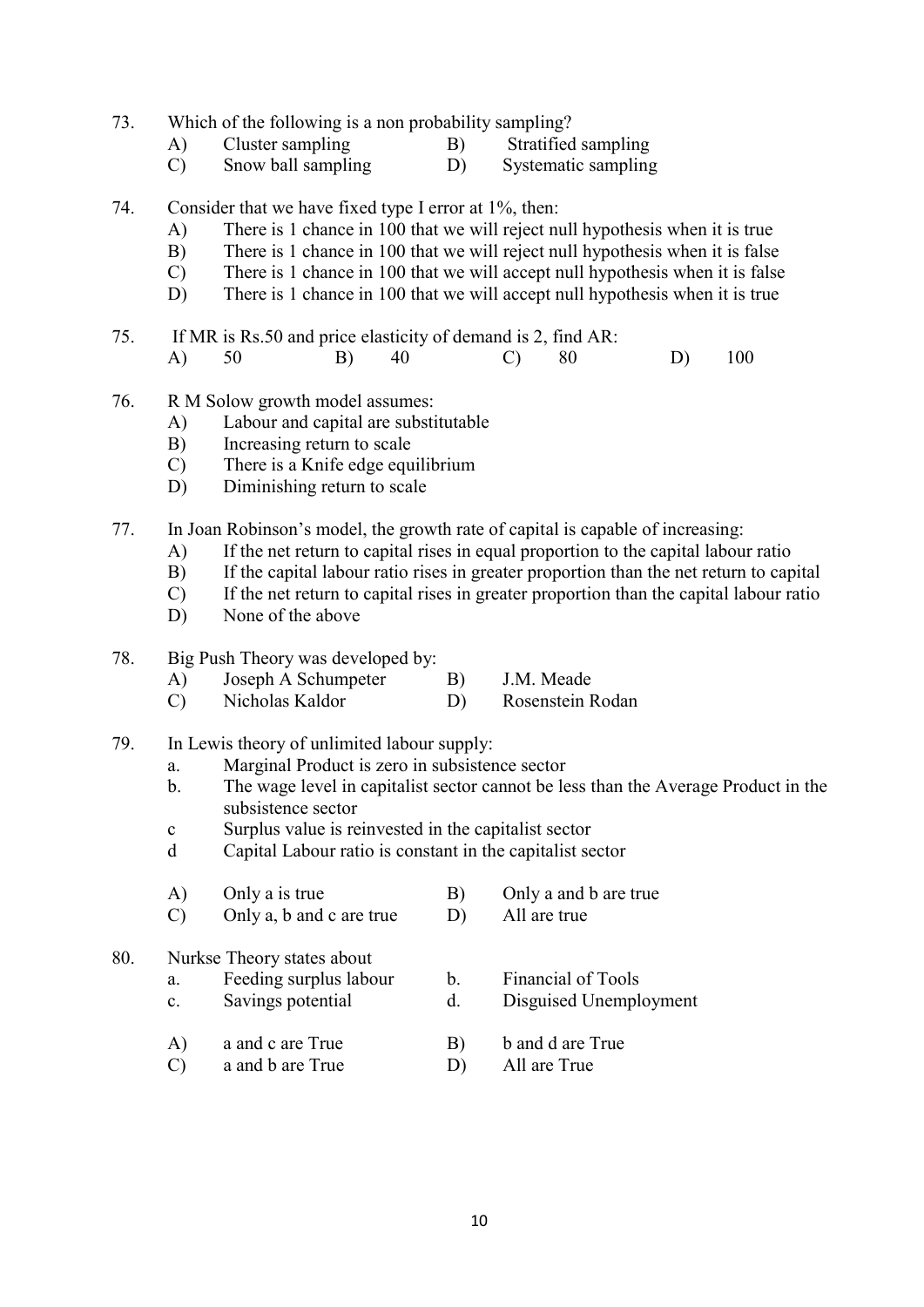73. Which of the following is a non probability sampling?

A) Cluster sampling
B) Stratified sampling
C) Snow ball sampling
D) Systematic sampling

74. Consider that we have fixed type I error at 1%, then:

A) There is 1 chance in 100 that we will reject null hypothesis when it is true
B) There is 1 chance in 100 that we will reject null hypothesis when it is false
C) There is 1 chance in 100 that we will accept null hypothesis when it is false
D) There is 1 chance in 100 that we will accept null hypothesis when it is true

75. If MR is Rs.50 and price elasticity of demand is 2, find AR:

A) 50
B) 40
C) 80
D) 100

76. R M Solow growth model assumes:

A) Labour and capital are substitutable
B) Increasing return to scale
C) There is a Knife edge equilibrium
D) Diminishing return to scale

77. In Joan Robinson's model, the growth rate of capital is capable of increasing:

A) If the net return to capital rises in equal proportion to the capital labour ratio
B) If the capital labour ratio rises in greater proportion than the net return to capital
C) If the net return to capital rises in greater proportion than the capital labour ratio
D) None of the above

78. Big Push Theory was developed by:

A) Joseph A Schumpeter
B) J.M. Meade
C) Nicholas Kaldor
D) Rosenstein Rodan

79. In Lewis theory of unlimited labour supply:

a. Marginal Product is zero in subsistence sector
b. The wage level in capitalist sector cannot be less than the Average Product in the subsistence sector
c Surplus value is reinvested in the capitalist sector
d Capital Labour ratio is constant in the capitalist sector

A) Only a is true
B) Only a and b are true
C) Only a, b and c are true
D) All are true

80. Nurkse Theory states about

a. Feeding surplus labour
b. Financial of Tools
c. Savings potential
d. Disguised Unemployment

A) a and c are True
B) b and d are True
C) a and b are True
D) All are True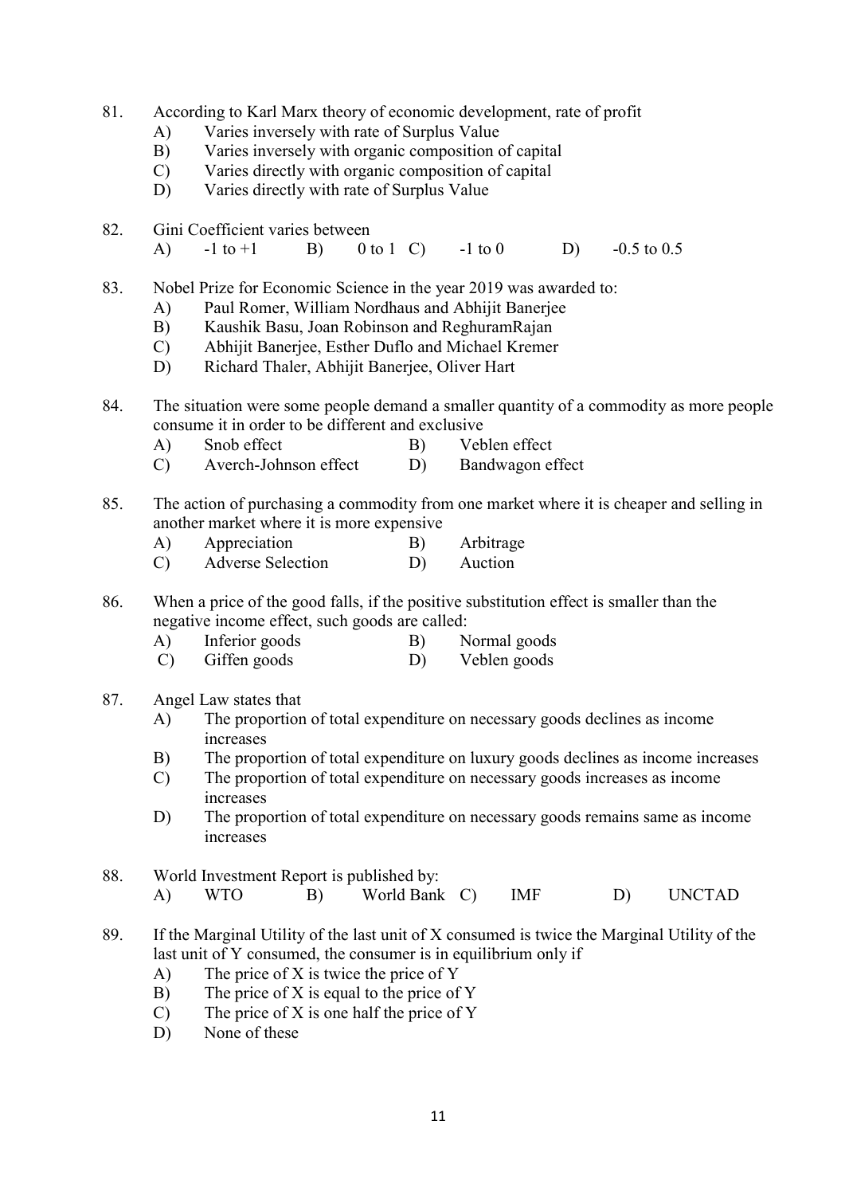81. According to Karl Marx theory of economic development, rate of profit
    - A) Varies inversely with rate of Surplus Value
    - B) Varies inversely with organic composition of capital
    - C) Varies directly with organic composition of capital
    - D) Varies directly with rate of Surplus Value

82. Gini Coefficient varies between
    A) -1 to +1 B) 0 to 1 C) -1 to 0 D) -0.5 to 0.5

83. Nobel Prize for Economic Science in the year 2019 was awarded to:
    - A) Paul Romer, William Nordhaus and Abhijit Banerjee
    - B) Kaushik Basu, Joan Robinson and ReghuramRajan
    - C) Abhijit Banerjee, Esther Duflo and Michael Kremer
    - D) Richard Thaler, Abhijit Banerjee, Oliver Hart

84. The situation were some people demand a smaller quantity of a commodity as more people consume it in order to be different and exclusive
    - A) Snob effect
    - B) Veblen effect
    - C) Averch-Johnson effect
    - D) Bandwagon effect

85. The action of purchasing a commodity from one market where it is cheaper and selling in another market where it is more expensive
    - A) Appreciation
    - B) Arbitrage
    - C) Adverse Selection
    - D) Auction

86. When a price of the good falls, if the positive substitution effect is smaller than the negative income effect, such goods are called:
    - A) Inferior goods
    - B) Normal goods
    - C) Giffen goods
    - D) Veblen goods

87. Angel Law states that
    - A) The proportion of total expenditure on necessary goods declines as income increases
    - B) The proportion of total expenditure on luxury goods declines as income increases
    - C) The proportion of total expenditure on necessary goods increases as income increases
    - D) The proportion of total expenditure on necessary goods remains same as income increases

88. World Investment Report is published by:
    A) WTO B) World Bank C) IMF D) UNCTAD

89. If the Marginal Utility of the last unit of X consumed is twice the Marginal Utility of the last unit of Y consumed, the consumer is in equilibrium only if
    - A) The price of X is twice the price of Y
    - B) The price of X is equal to the price of Y
    - C) The price of X is one half the price of Y
    - D) None of these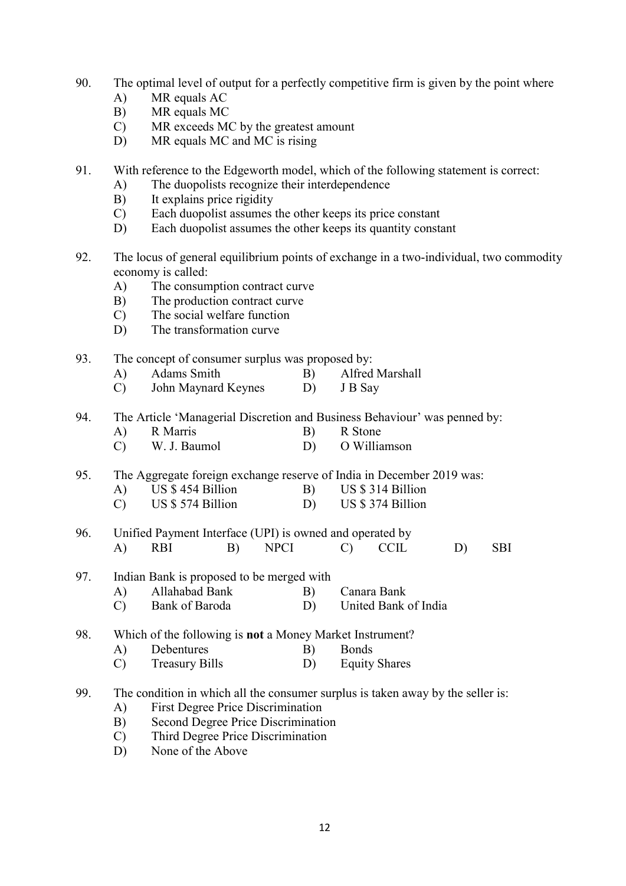90. The optimal level of output for a perfectly competitive firm is given by the point where
    A) MR equals AC
    B) MR equals MC
    C) MR exceeds MC by the greatest amount
    D) MR equals MC and MC is rising

91. With reference to the Edgeworth model, which of the following statement is correct:
    A) The duopolists recognize their interdependence
    B) It explains price rigidity
    C) Each duopolist assumes the other keeps its price constant
    D) Each duopolist assumes the other keeps its quantity constant

92. The locus of general equilibrium points of exchange in a two-individual, two commodity economy is called:
    A) The consumption contract curve
    B) The production contract curve
    C) The social welfare function
    D) The transformation curve

93. The concept of consumer surplus was proposed by:
    A) Adams Smith
    B) Alfred Marshall
    C) John Maynard Keynes
    D) J B Say

94. The Article 'Managerial Discretion and Business Behaviour' was penned by:
    A) R Marris
    B) R Stone
    C) W. J. Baumol
    D) O Williamson

95. The Aggregate foreign exchange reserve of India in December 2019 was:
    A) US $ 454 Billion
    B) US $ 314 Billion
    C) US $ 574 Billion
    D) US $ 374 Billion

96. Unified Payment Interface (UPI) is owned and operated by
    A) RBI
    B) NPCI
    C) CCIL
    D) SBI

97. Indian Bank is proposed to be merged with
    A) Allahabad Bank
    B) Canara Bank
    C) Bank of Baroda
    D) United Bank of India

98. Which of the following is **not** a Money Market Instrument?
    A) Debentures
    B) Bonds
    C) Treasury Bills
    D) Equity Shares

99. The condition in which all the consumer surplus is taken away by the seller is:
    A) First Degree Price Discrimination
    B) Second Degree Price Discrimination
    C) Third Degree Price Discrimination
    D) None of the Above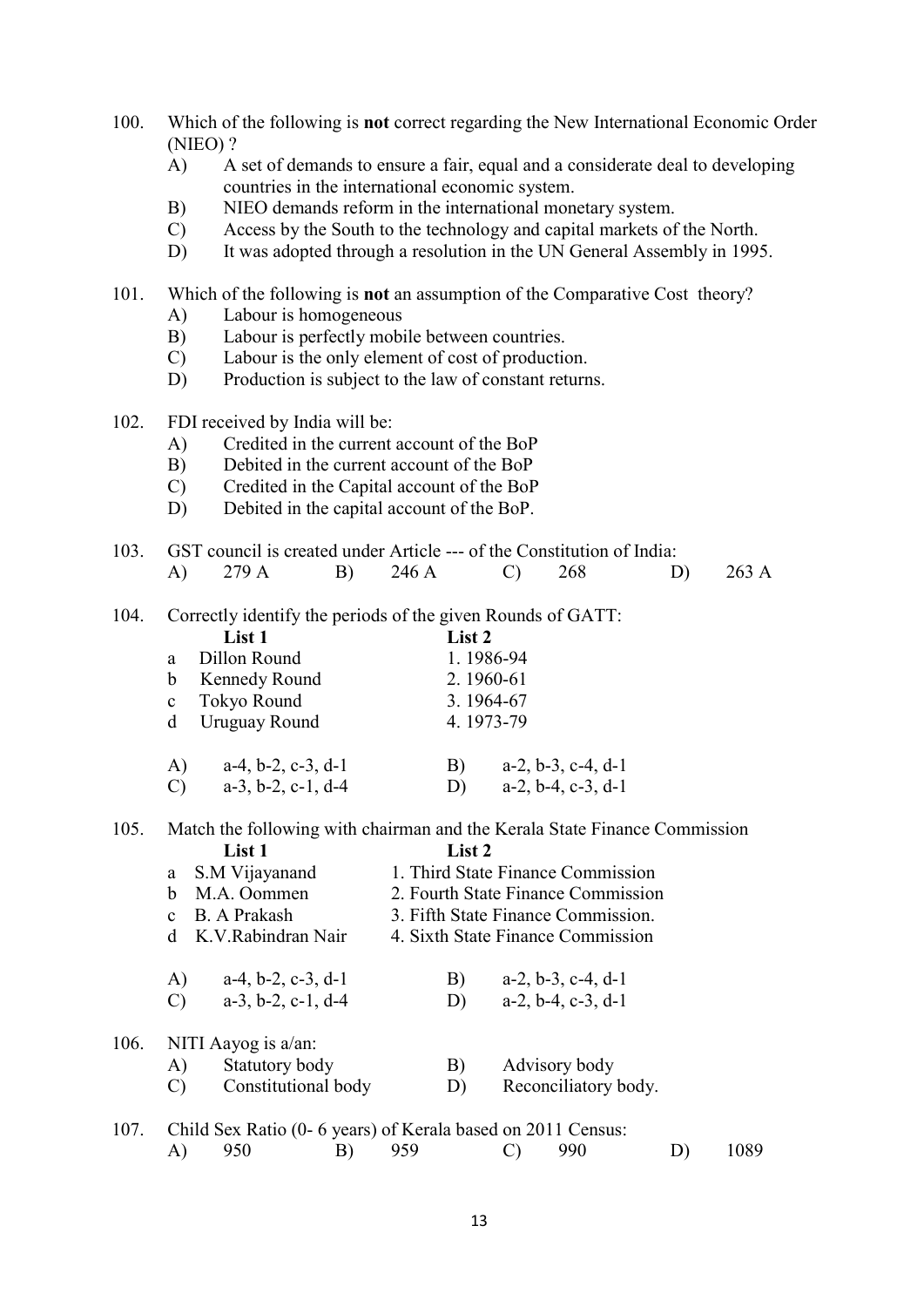100. Which of the following is **not** correct regarding the New International Economic Order (NIEO) ?

   A) A set of demands to ensure a fair, equal and a considerate deal to developing countries in the international economic system.
   B) NIEO demands reform in the international monetary system.
   C) Access by the South to the technology and capital markets of the North.
   D) It was adopted through a resolution in the UN General Assembly in 1995.

101. Which of the following is **not** an assumption of the Comparative Cost theory?

   A) Labour is homogeneous
   B) Labour is perfectly mobile between countries.
   C) Labour is the only element of cost of production.
   D) Production is subject to the law of constant returns.

102. FDI received by India will be:

   A) Credited in the current account of the BoP
   B) Debited in the current account of the BoP
   C) Credited in the Capital account of the BoP
   D) Debited in the capital account of the BoP.

103. GST council is created under Article --- of the Constitution of India:

   A) 279 A   B) 246 A   C) 268   D) 263 A

104. Correctly identify the periods of the given Rounds of GATT:

| | List 1 | List 2 |
|---|---|---|
| a | Dillon Round | 1. 1986-94 |
| b | Kennedy Round | 2. 1960-61 |
| c | Tokyo Round | 3. 1964-67 |
| d | Uruguay Round | 4. 1973-79 |

   A) a-4, b-2, c-3, d-1   B) a-2, b-3, c-4, d-1
   C) a-3, b-2, c-1, d-4   D) a-2, b-4, c-3, d-1

105. Match the following with chairman and the Kerala State Finance Commission

| | List 1 | List 2 |
|---|---|---|
| a | S.M Vijayanand | 1. Third State Finance Commission |
| b | M.A. Oommen | 2. Fourth State Finance Commission |
| c | B. A Prakash | 3. Fifth State Finance Commission. |
| d | K.V.Rabindran Nair | 4. Sixth State Finance Commission |

   A) a-4, b-2, c-3, d-1   B) a-2, b-3, c-4, d-1
   C) a-3, b-2, c-1, d-4   D) a-2, b-4, c-3, d-1

106. NITI Aayog is a/an:

   A) Statutory body   B) Advisory body
   C) Constitutional body   D) Reconciliatory body.

107. Child Sex Ratio (0- 6 years) of Kerala based on 2011 Census:

   A) 950   B) 959   C) 990   D) 1089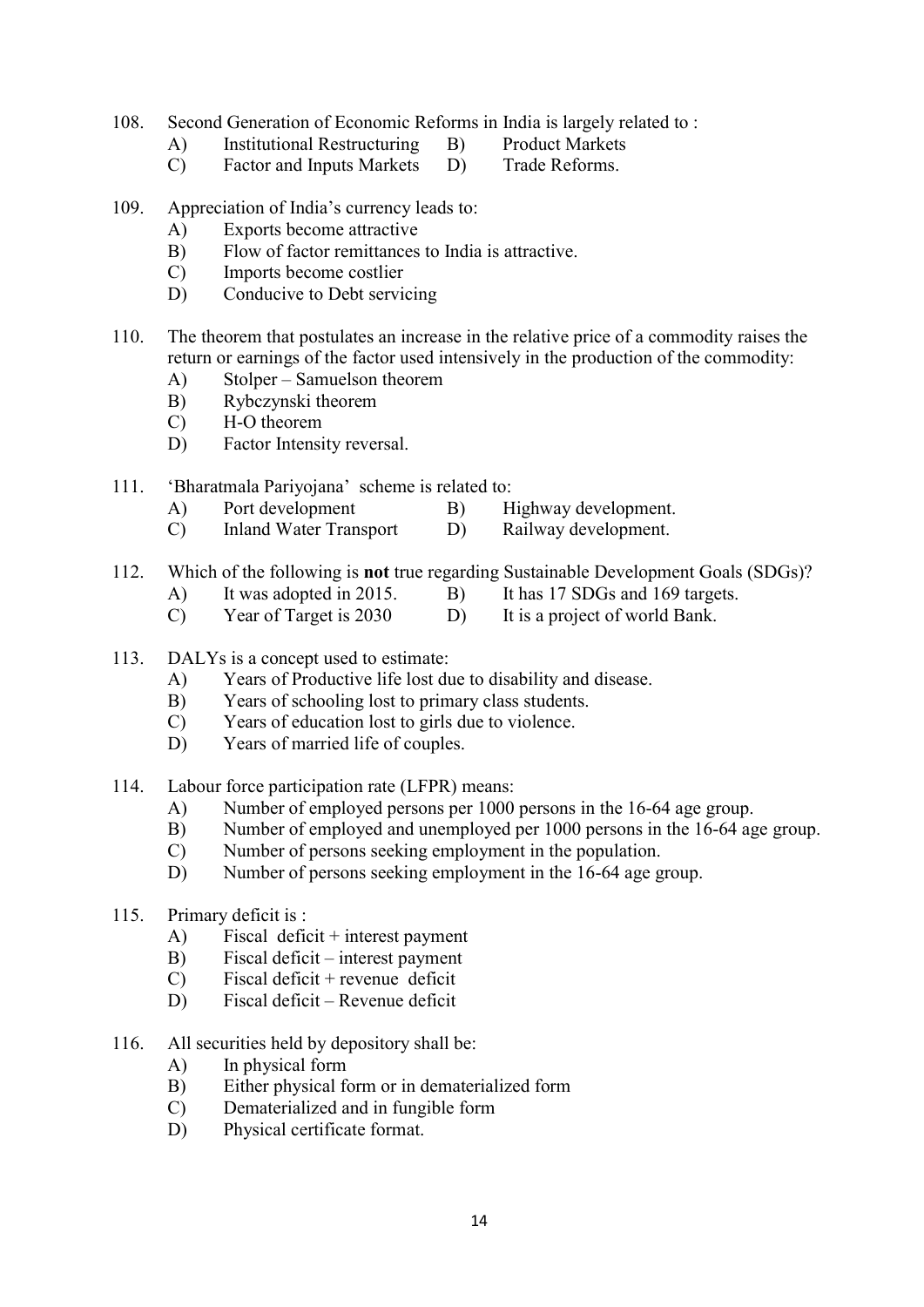108. Second Generation of Economic Reforms in India is largely related to :
   - A) Institutional Restructuring
   - B) Product Markets
   - C) Factor and Inputs Markets
   - D) Trade Reforms.

109. Appreciation of India's currency leads to:
   - A) Exports become attractive
   - B) Flow of factor remittances to India is attractive.
   - C) Imports become costlier
   - D) Conducive to Debt servicing

110. The theorem that postulates an increase in the relative price of a commodity raises the return or earnings of the factor used intensively in the production of the commodity:
   - A) Stolper – Samuelson theorem
   - B) Rybczynski theorem
   - C) H-O theorem
   - D) Factor Intensity reversal.

111. 'Bharatmala Pariyojana' scheme is related to:
   - A) Port development
   - B) Highway development.
   - C) Inland Water Transport
   - D) Railway development.

112. Which of the following is **not** true regarding Sustainable Development Goals (SDGs)?
   - A) It was adopted in 2015.
   - B) It has 17 SDGs and 169 targets.
   - C) Year of Target is 2030
   - D) It is a project of world Bank.

113. DALYs is a concept used to estimate:
   - A) Years of Productive life lost due to disability and disease.
   - B) Years of schooling lost to primary class students.
   - C) Years of education lost to girls due to violence.
   - D) Years of married life of couples.

114. Labour force participation rate (LFPR) means:
   - A) Number of employed persons per 1000 persons in the 16-64 age group.
   - B) Number of employed and unemployed per 1000 persons in the 16-64 age group.
   - C) Number of persons seeking employment in the population.
   - D) Number of persons seeking employment in the 16-64 age group.

115. Primary deficit is :
   - A) Fiscal deficit + interest payment
   - B) Fiscal deficit – interest payment
   - C) Fiscal deficit + revenue deficit
   - D) Fiscal deficit – Revenue deficit

116. All securities held by depository shall be:
   - A) In physical form
   - B) Either physical form or in dematerialized form
   - C) Dematerialized and in fungible form
   - D) Physical certificate format.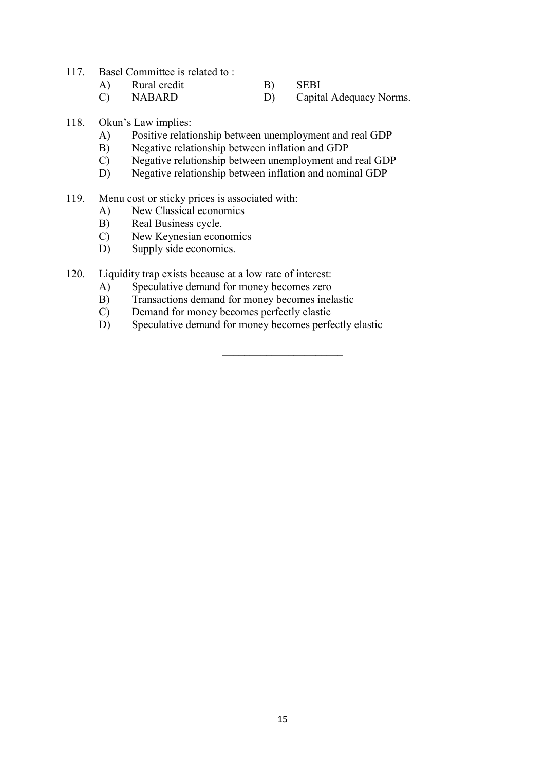117. Basel Committee is related to :

   A) Rural credit
   B) SEBI
   C) NABARD
   D) Capital Adequacy Norms.

118. Okun's Law implies:

   A) Positive relationship between unemployment and real GDP
   B) Negative relationship between inflation and GDP
   C) Negative relationship between unemployment and real GDP
   D) Negative relationship between inflation and nominal GDP

119. Menu cost or sticky prices is associated with:

   A) New Classical economics
   B) Real Business cycle.
   C) New Keynesian economics
   D) Supply side economics.

120. Liquidity trap exists because at a low rate of interest:

   A) Speculative demand for money becomes zero
   B) Transactions demand for money becomes inelastic
   C) Demand for money becomes perfectly elastic
   D) Speculative demand for money becomes perfectly elastic

---